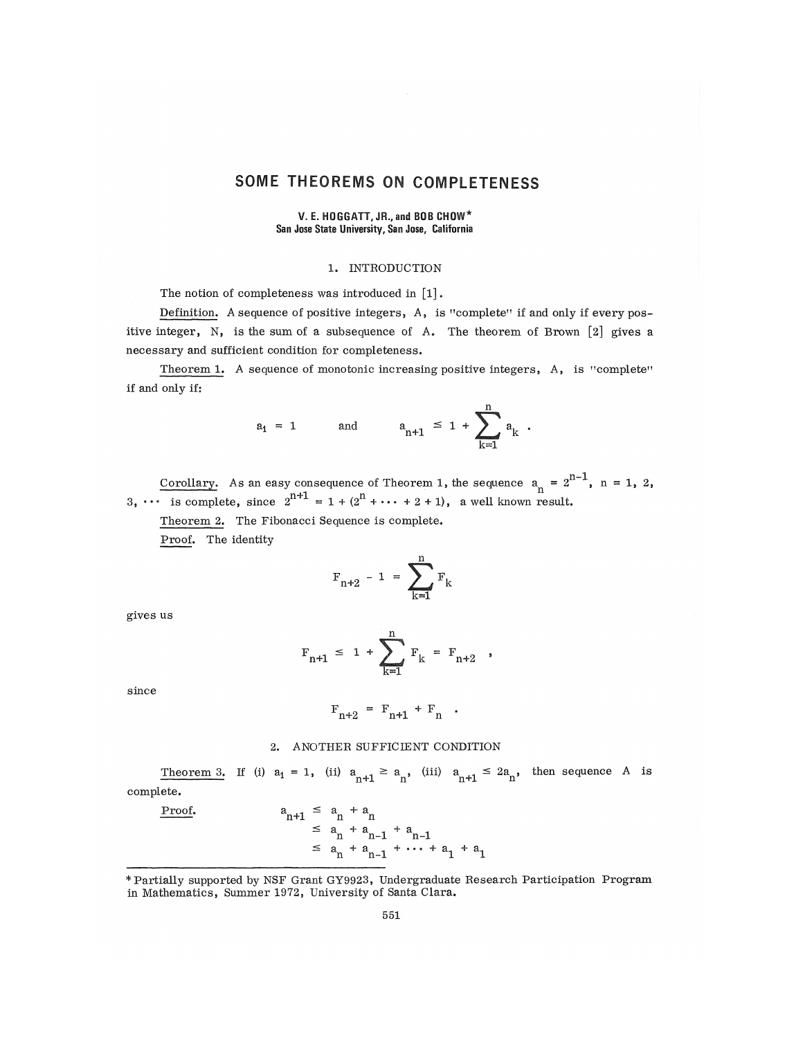# SOME THEOREMS ON COMPLETENESS

**V. E. HOGGATT, JR., and BOB CHOW***
**San Jose State University, San Jose, California**

## 1. INTRODUCTION

The notion of completeness was introduced in [1].

Definition. A sequence of positive integers, A, is "complete" if and only if every positive integer, N, is the sum of a subsequence of A. The theorem of Brown [2] gives a necessary and sufficient condition for completeness.

Theorem 1. A sequence of monotonic increasing positive integers, A, is "complete" if and only if:

$$a_1 = 1 \qquad \text{and} \qquad a_{n+1} \le 1 + \sum_{k=1}^{n} a_k .$$

Corollary. As an easy consequence of Theorem 1, the sequence $a_n = 2^{n-1}$, $n = 1, 2, 3, \cdots$ is complete, since $2^{n+1} = 1 + (2^n + \cdots + 2 + 1)$, a well known result.

Theorem 2. The Fibonacci Sequence is complete.

Proof. The identity

$$F_{n+2} - 1 = \sum_{k=1}^{n} F_k$$

gives us

$$F_{n+1} \le 1 + \sum_{k=1}^{n} F_k = F_{n+2} ,$$

since

$$F_{n+2} = F_{n+1} + F_n .$$

## 2. ANOTHER SUFFICIENT CONDITION

Theorem 3. If (i) $a_1 = 1$, (ii) $a_{n+1} \ge a_n$, (iii) $a_{n+1} \le 2a_n$, then sequence A is complete.

Proof.

$$\begin{aligned} a_{n+1} &\le a_n + a_n \\ &\le a_n + a_{n-1} + a_{n-1} \\ &\le a_n + a_{n-1} + \cdots + a_1 + a_1 \end{aligned}$$

---

*Partially supported by NSF Grant GY9923, Undergraduate Research Participation Program in Mathematics, Summer 1972, University of Santa Clara.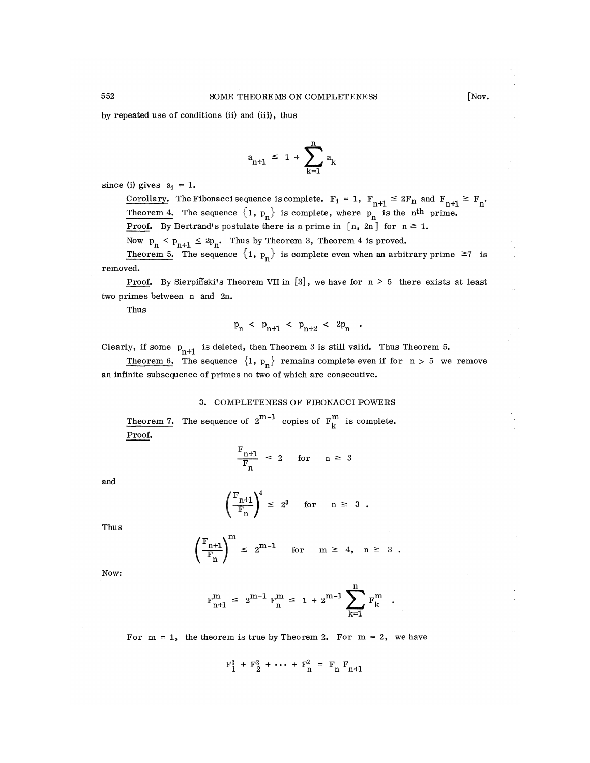by repeated use of conditions (ii) and (iii), thus

$$a_{n+1} \leq 1 + \sum_{k=1}^{n} a_k$$

since (i) gives $a_1 = 1$.

Corollary. The Fibonacci sequence is complete. $F_1 = 1$, $F_{n+1} \leq 2F_n$ and $F_{n+1} \geq F_n$.

Theorem 4. The sequence $\{1, p_n\}$ is complete, where $p_n$ is the $n^{th}$ prime.

Proof. By Bertrand's postulate there is a prime in $[n, 2n]$ for $n \geq 1$.

Now $p_n < p_{n+1} \leq 2p_n$. Thus by Theorem 3, Theorem 4 is proved.

Theorem 5. The sequence $\{1, p_n\}$ is complete even when an arbitrary prime $\geq 7$ is removed.

Proof. By Sierpiñski's Theorem VII in [3], we have for $n > 5$ there exists at least two primes between $n$ and $2n$.

Thus

$$p_n < p_{n+1} < p_{n+2} < 2p_n \quad .$$

Clearly, if some $p_{n+1}$ is deleted, then Theorem 3 is still valid. Thus Theorem 5.

Theorem 6. The sequence $\{1, p_n\}$ remains complete even if for $n > 5$ we remove an infinite subsequence of primes no two of which are consecutive.

## 3. COMPLETENESS OF FIBONACCI POWERS

Theorem 7. The sequence of $2^{m-1}$ copies of $F_k^m$ is complete.

Proof.

$$\frac{F_{n+1}}{F_n} \leq 2 \quad \text{for} \quad n \geq 3$$

and

$$\left(\frac{F_{n+1}}{F_n}\right)^4 \leq 2^3 \quad \text{for} \quad n \geq 3 \ .$$

Thus

$$\left(\frac{F_{n+1}}{F_n}\right)^m \leq 2^{m-1} \quad \text{for} \quad m \geq 4, \quad n \geq 3 \ .$$

Now:

$$F_{n+1}^m \leq 2^{m-1} F_n^m \leq 1 + 2^{m-1} \sum_{k=1}^{n} F_k^m \quad .$$

For $m = 1$, the theorem is true by Theorem 2. For $m = 2$, we have

$$F_1^2 + F_2^2 + \cdots + F_n^2 = F_n F_{n+1}$$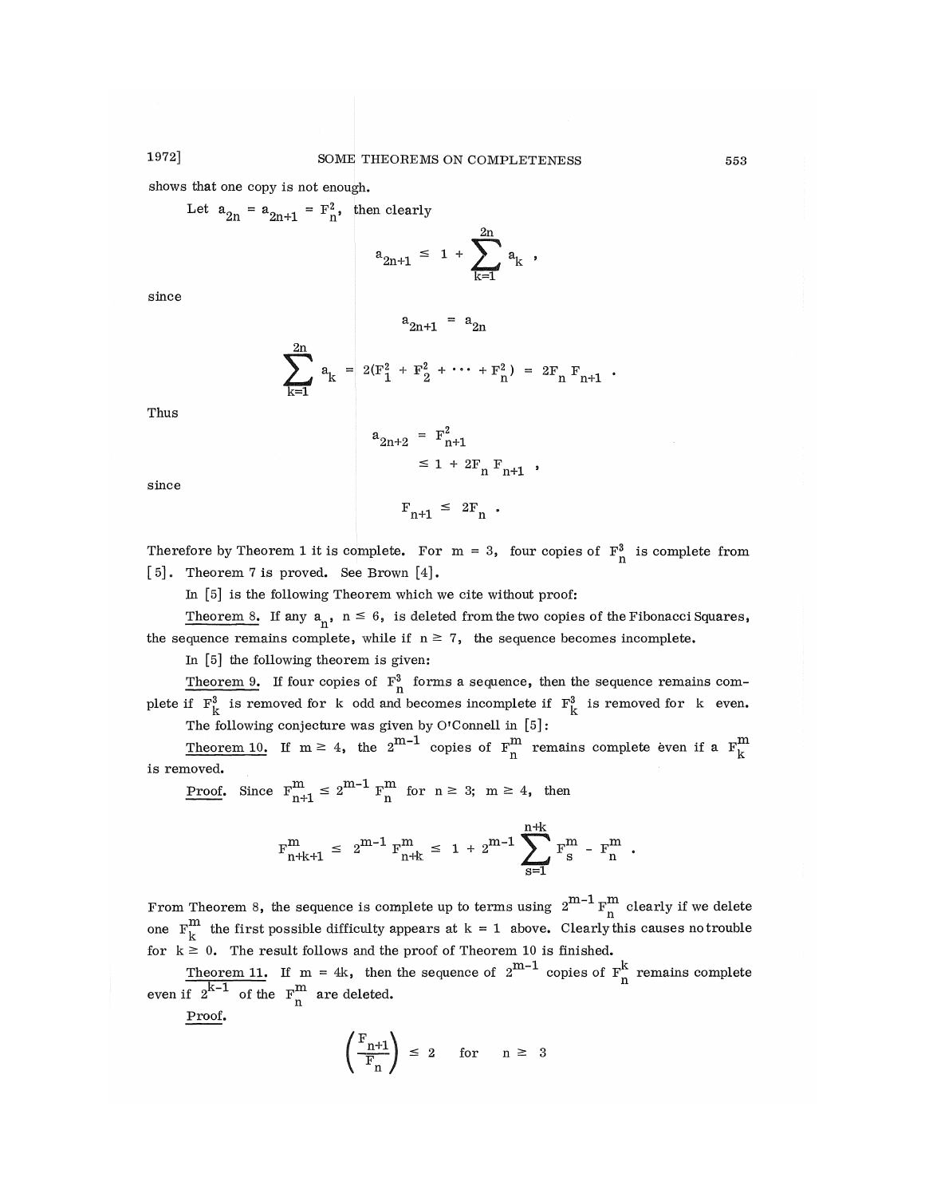shows that one copy is not enough.

Let $a_{2n} = a_{2n+1} = F_n^2$, then clearly

$$a_{2n+1} \le 1 + \sum_{k=1}^{2n} a_k \ ,$$

since

$$a_{2n+1} = a_{2n}$$

$$\sum_{k=1}^{2n} a_k = 2(F_1^2 + F_2^2 + \cdots + F_n^2) = 2F_n F_{n+1} \ .$$

Thus

$$\begin{aligned} a_{2n+2} &= F_{n+1}^2 \\ &\le 1 + 2F_n F_{n+1} \ , \end{aligned}$$

since

$$F_{n+1} \le 2F_n \ .$$

Therefore by Theorem 1 it is complete. For $m = 3$, four copies of $F_n^3$ is complete from [5]. Theorem 7 is proved. See Brown [4].

In [5] is the following Theorem which we cite without proof:

__Theorem 8.__ If any $a_n$, $n \le 6$, is deleted from the two copies of the Fibonacci Squares, the sequence remains complete, while if $n \ge 7$, the sequence becomes incomplete.

In [5] the following theorem is given:

__Theorem 9.__ If four copies of $F_n^3$ forms a sequence, then the sequence remains complete if $F_k^3$ is removed for $k$ odd and becomes incomplete if $F_k^3$ is removed for $k$ even.

The following conjecture was given by O'Connell in [5]:

__Theorem 10.__ If $m \ge 4$, the $2^{m-1}$ copies of $F_n^m$ remains complete even if a $F_k^m$ is removed.

__Proof.__ Since $F_{n+1}^m \le 2^{m-1} F_n^m$ for $n \ge 3$; $m \ge 4$, then

$$F_{n+k+1}^m \le 2^{m-1} F_{n+k}^m \le 1 + 2^{m-1} \sum_{s=1}^{n+k} F_s^m - F_n^m \ .$$

From Theorem 8, the sequence is complete up to terms using $2^{m-1} F_n^m$ clearly if we delete one $F_k^m$ the first possible difficulty appears at $k = 1$ above. Clearly this causes no trouble for $k \ge 0$. The result follows and the proof of Theorem 10 is finished.

__Theorem 11.__ If $m = 4k$, then the sequence of $2^{m-1}$ copies of $F_n^k$ remains complete even if $2^{k-1}$ of the $F_n^m$ are deleted.

__Proof.__

$$\left(\frac{F_{n+1}}{F_n}\right) \le 2 \quad \text{for} \quad n \ge 3$$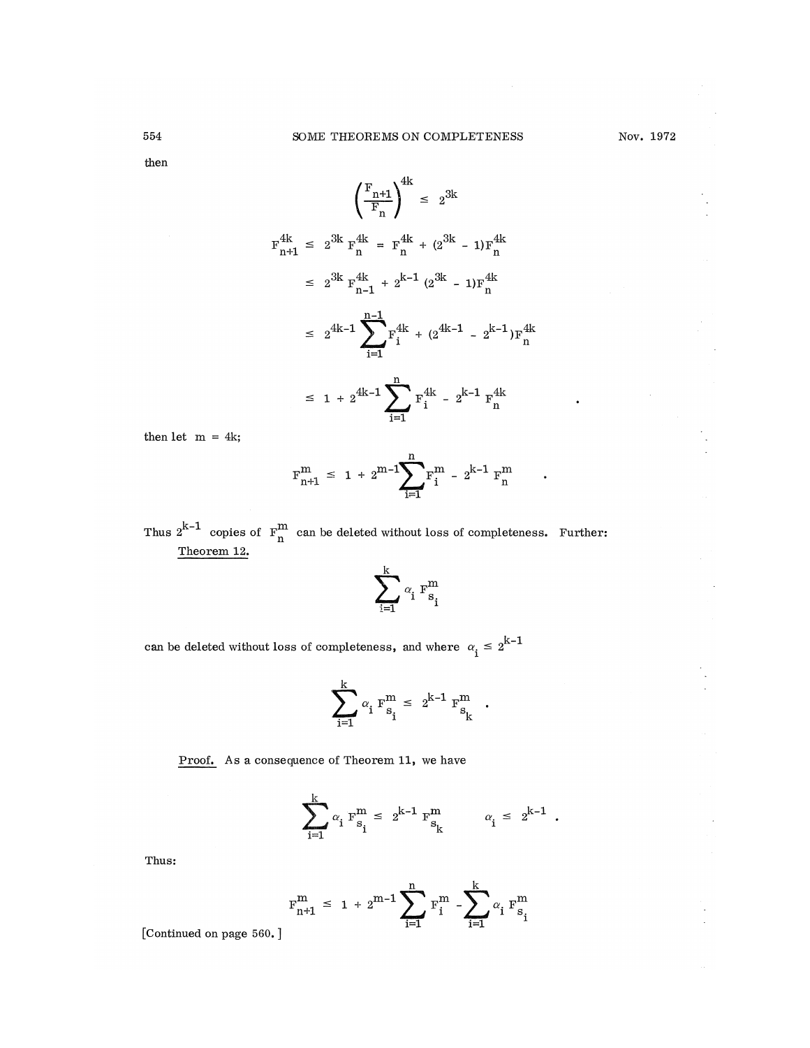then

$$\left(\frac{F_{n+1}}{F_n}\right)^{4k} \leq 2^{3k}$$

$$\begin{aligned}
F_{n+1}^{4k} &\leq 2^{3k} F_n^{4k} = F_n^{4k} + (2^{3k} - 1)F_n^{4k} \\
&\leq 2^{3k} F_{n-1}^{4k} + 2^{k-1}(2^{3k} - 1)F_n^{4k} \\
&\leq 2^{4k-1} \sum_{i=1}^{n-1} F_i^{4k} + (2^{4k-1} - 2^{k-1})F_n^{4k} \\
&\leq 1 + 2^{4k-1} \sum_{i=1}^{n} F_i^{4k} - 2^{k-1} F_n^{4k} \quad .
\end{aligned}$$

then let $m = 4k$;

$$F_{n+1}^m \leq 1 + 2^{m-1} \sum_{i=1}^{n} F_i^m - 2^{k-1} F_n^m \quad .$$

Thus $2^{k-1}$ copies of $F_n^m$ can be deleted without loss of completeness. Further:

Theorem 12.

$$\sum_{i=1}^{k} \alpha_i F_{s_i}^m$$

can be deleted without loss of completeness, and where $\alpha_i \leq 2^{k-1}$

$$\sum_{i=1}^{k} \alpha_i F_{s_i}^m \leq 2^{k-1} F_{s_k}^m \quad .$$

Proof. As a consequence of Theorem 11, we have

$$\sum_{i=1}^{k} \alpha_i F_{s_i}^m \leq 2^{k-1} F_{s_k}^m \qquad \alpha_i \leq 2^{k-1} \quad .$$

Thus:

$$F_{n+1}^m \leq 1 + 2^{m-1} \sum_{i=1}^{n} F_i^m - \sum_{i=1}^{k} \alpha_i F_{s_i}^m$$

[Continued on page 560.]